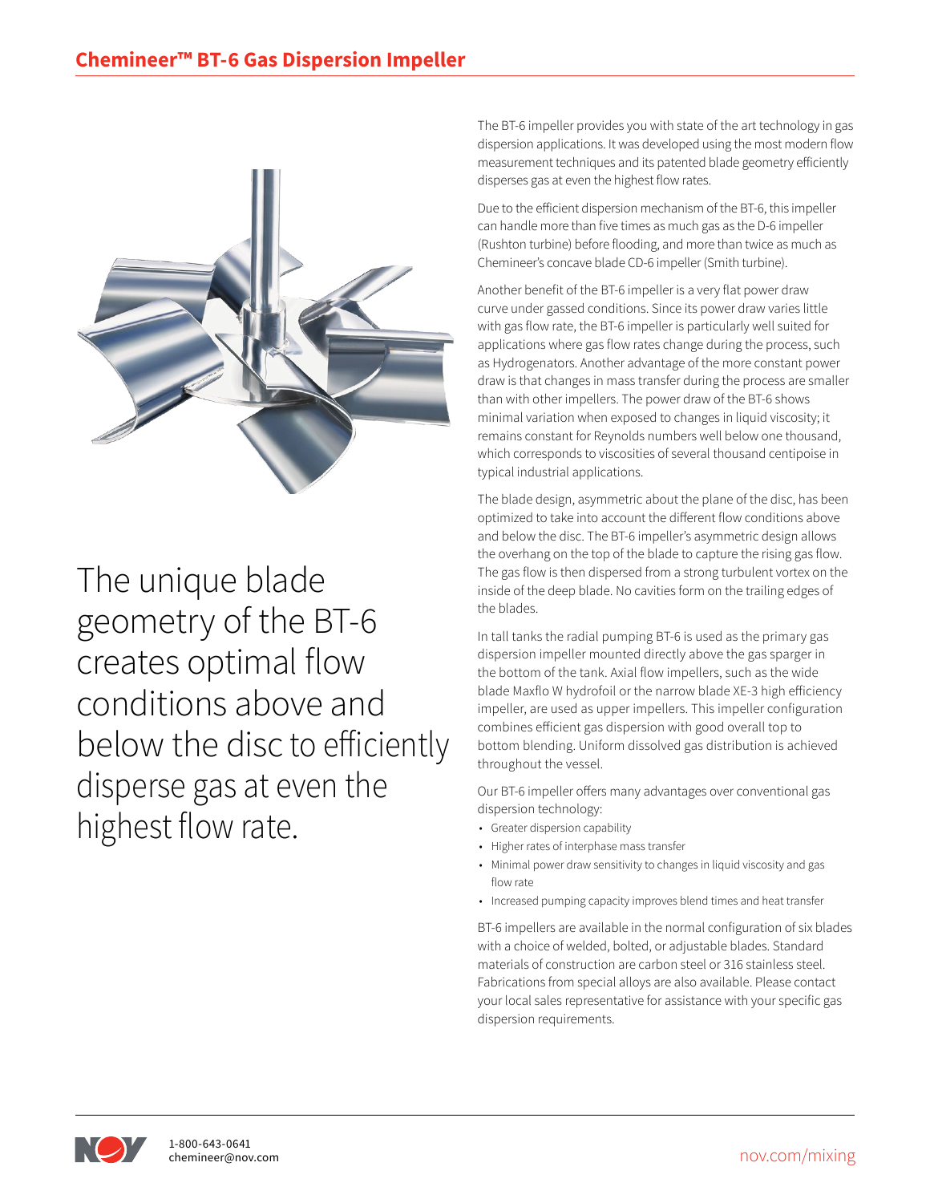# Chemineer™ BT-6 Gas Dispersion Impeller

The unique blade geometry of the BT-6 creates optimal flow conditions above and below the disc to efficiently disperse gas at even the highest flow rate.

The BT-6 impeller provides you with state of the art technology in gas dispersion applications. It was developed using the most modern flow measurement techniques and its patented blade geometry efficiently disperses gas at even the highest flow rates.

Due to the efficient dispersion mechanism of the BT-6, this impeller can handle more than five times as much gas as the D-6 impeller (Rushton turbine) before flooding, and more than twice as much as Chemineer's concave blade CD-6 impeller (Smith turbine).

Another benefit of the BT-6 impeller is a very flat power draw curve under gassed conditions. Since its power draw varies little with gas flow rate, the BT-6 impeller is particularly well suited for applications where gas flow rates change during the process, such as Hydrogenators. Another advantage of the more constant power draw is that changes in mass transfer during the process are smaller than with other impellers. The power draw of the BT-6 shows minimal variation when exposed to changes in liquid viscosity; it remains constant for Reynolds numbers well below one thousand, which corresponds to viscosities of several thousand centipoise in typical industrial applications.

The blade design, asymmetric about the plane of the disc, has been optimized to take into account the different flow conditions above and below the disc. The BT-6 impeller's asymmetric design allows the overhang on the top of the blade to capture the rising gas flow. The gas flow is then dispersed from a strong turbulent vortex on the inside of the deep blade. No cavities form on the trailing edges of the blades.

In tall tanks the radial pumping BT-6 is used as the primary gas dispersion impeller mounted directly above the gas sparger in the bottom of the tank. Axial flow impellers, such as the wide blade Maxflo W hydrofoil or the narrow blade XE-3 high efficiency impeller, are used as upper impellers. This impeller configuration combines efficient gas dispersion with good overall top to bottom blending. Uniform dissolved gas distribution is achieved throughout the vessel.

Our BT-6 impeller offers many advantages over conventional gas dispersion technology:

- Greater dispersion capability
- Higher rates of interphase mass transfer
- Minimal power draw sensitivity to changes in liquid viscosity and gas flow rate
- Increased pumping capacity improves blend times and heat transfer

BT-6 impellers are available in the normal configuration of six blades with a choice of welded, bolted, or adjustable blades. Standard materials of construction are carbon steel or 316 stainless steel. Fabrications from special alloys are also available. Please contact your local sales representative for assistance with your specific gas dispersion requirements.

1-800-643-0641
chemineer@nov.com

nov.com/mixing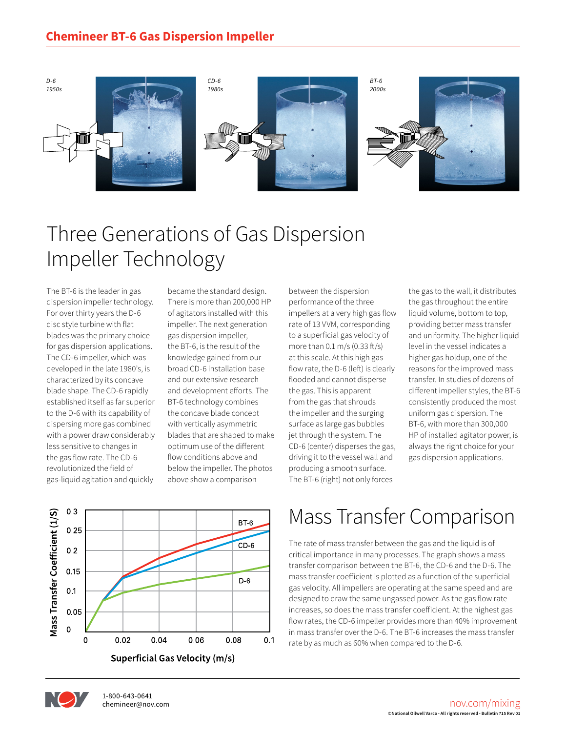## Chemineer BT-6 Gas Dispersion Impeller

*D-6*
*1950s*

*CD-6*
*1980s*

*BT-6*
*2000s*

# Three Generations of Gas Dispersion Impeller Technology

The BT-6 is the leader in gas dispersion impeller technology. For over thirty years the D-6 disc style turbine with flat blades was the primary choice for gas dispersion applications. The CD-6 impeller, which was developed in the late 1980's, is characterized by its concave blade shape. The CD-6 rapidly established itself as far superior to the D-6 with its capability of dispersing more gas combined with a power draw considerably less sensitive to changes in the gas flow rate. The CD-6 revolutionized the field of gas-liquid agitation and quickly became the standard design. There is more than 200,000 HP of agitators installed with this impeller. The next generation gas dispersion impeller, the BT-6, is the result of the knowledge gained from our broad CD-6 installation base and our extensive research and development efforts. The BT-6 technology combines the concave blade concept with vertically asymmetric blades that are shaped to make optimum use of the different flow conditions above and below the impeller. The photos above show a comparison between the dispersion performance of the three impellers at a very high gas flow rate of 13 VVM, corresponding to a superficial gas velocity of more than 0.1 m/s (0.33 ft/s) at this scale. At this high gas flow rate, the D-6 (left) is clearly flooded and cannot disperse the gas. This is apparent from the gas that shrouds the impeller and the surging surface as large gas bubbles jet through the system. The CD-6 (center) disperses the gas, driving it to the vessel wall and producing a smooth surface. The BT-6 (right) not only forces the gas to the wall, it distributes the gas throughout the entire liquid volume, bottom to top, providing better mass transfer and uniformity. The higher liquid level in the vessel indicates a higher gas holdup, one of the reasons for the improved mass transfer. In studies of dozens of different impeller styles, the BT-6 consistently produced the most uniform gas dispersion. The BT-6, with more than 300,000 HP of installed agitator power, is always the right choice for your gas dispersion applications.

Mass Transfer Coefficient (1/S)
0.3
0.25
0.2
0.15
0.1
0.05
0
0
0.02
0.04
0.06
0.08
0.1
Superficial Gas Velocity (m/s)
BT-6
CD-6
D-6

# Mass Transfer Comparison

The rate of mass transfer between the gas and the liquid is of critical importance in many processes. The graph shows a mass transfer comparison between the BT-6, the CD-6 and the D-6. The mass transfer coefficient is plotted as a function of the superficial gas velocity. All impellers are operating at the same speed and are designed to draw the same ungassed power. As the gas flow rate increases, so does the mass transfer coefficient. At the highest gas flow rates, the CD-6 impeller provides more than 40% improvement in mass transfer over the D-6. The BT-6 increases the mass transfer rate by as much as 60% when compared to the D-6.

1-800-643-0641
chemineer@nov.com

nov.com/mixing

©National Oilwell Varco - All rights reserved - Bulletin 715 Rev 01